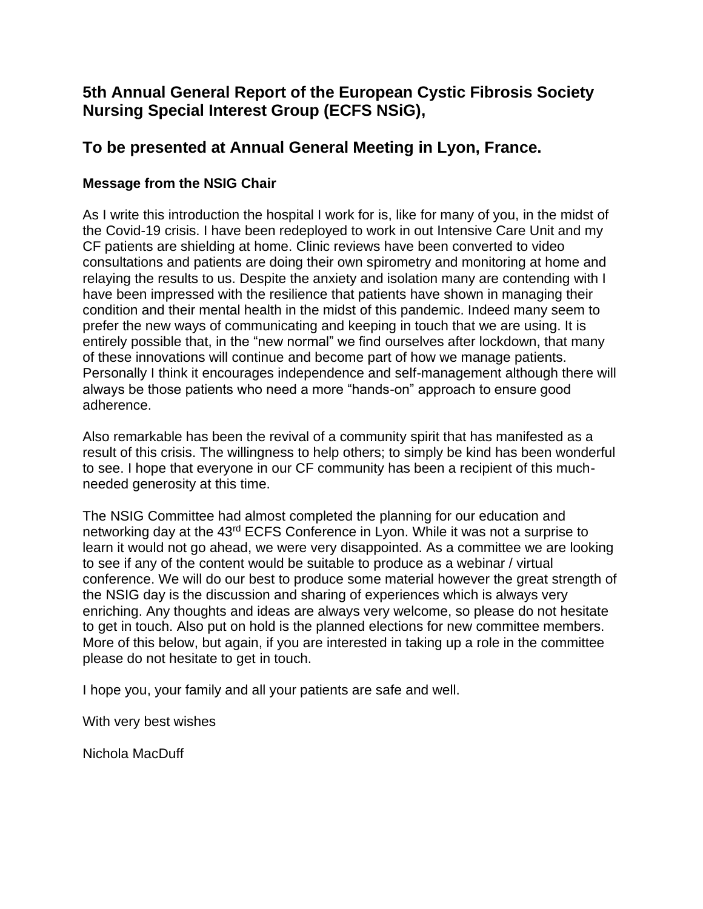## 5th Annual General Report of the European Cystic Fibrosis Society Nursing Special Interest Group (ECFS NSiG),

## To be presented at Annual General Meeting in Lyon, France.

### Message from the NSIG Chair

As I write this introduction the hospital I work for is, like for many of you, in the midst of the Covid-19 crisis. I have been redeployed to work in out Intensive Care Unit and my CF patients are shielding at home. Clinic reviews have been converted to video consultations and patients are doing their own spirometry and monitoring at home and relaying the results to us. Despite the anxiety and isolation many are contending with I have been impressed with the resilience that patients have shown in managing their condition and their mental health in the midst of this pandemic. Indeed many seem to prefer the new ways of communicating and keeping in touch that we are using. It is entirely possible that, in the "new normal" we find ourselves after lockdown, that many of these innovations will continue and become part of how we manage patients. Personally I think it encourages independence and self-management although there will always be those patients who need a more "hands-on" approach to ensure good adherence.

Also remarkable has been the revival of a community spirit that has manifested as a result of this crisis. The willingness to help others; to simply be kind has been wonderful to see. I hope that everyone in our CF community has been a recipient of this much-needed generosity at this time.

The NSIG Committee had almost completed the planning for our education and networking day at the 43rd ECFS Conference in Lyon. While it was not a surprise to learn it would not go ahead, we were very disappointed. As a committee we are looking to see if any of the content would be suitable to produce as a webinar / virtual conference. We will do our best to produce some material however the great strength of the NSIG day is the discussion and sharing of experiences which is always very enriching. Any thoughts and ideas are always very welcome, so please do not hesitate to get in touch. Also put on hold is the planned elections for new committee members. More of this below, but again, if you are interested in taking up a role in the committee please do not hesitate to get in touch.

I hope you, your family and all your patients are safe and well.

With very best wishes

Nichola MacDuff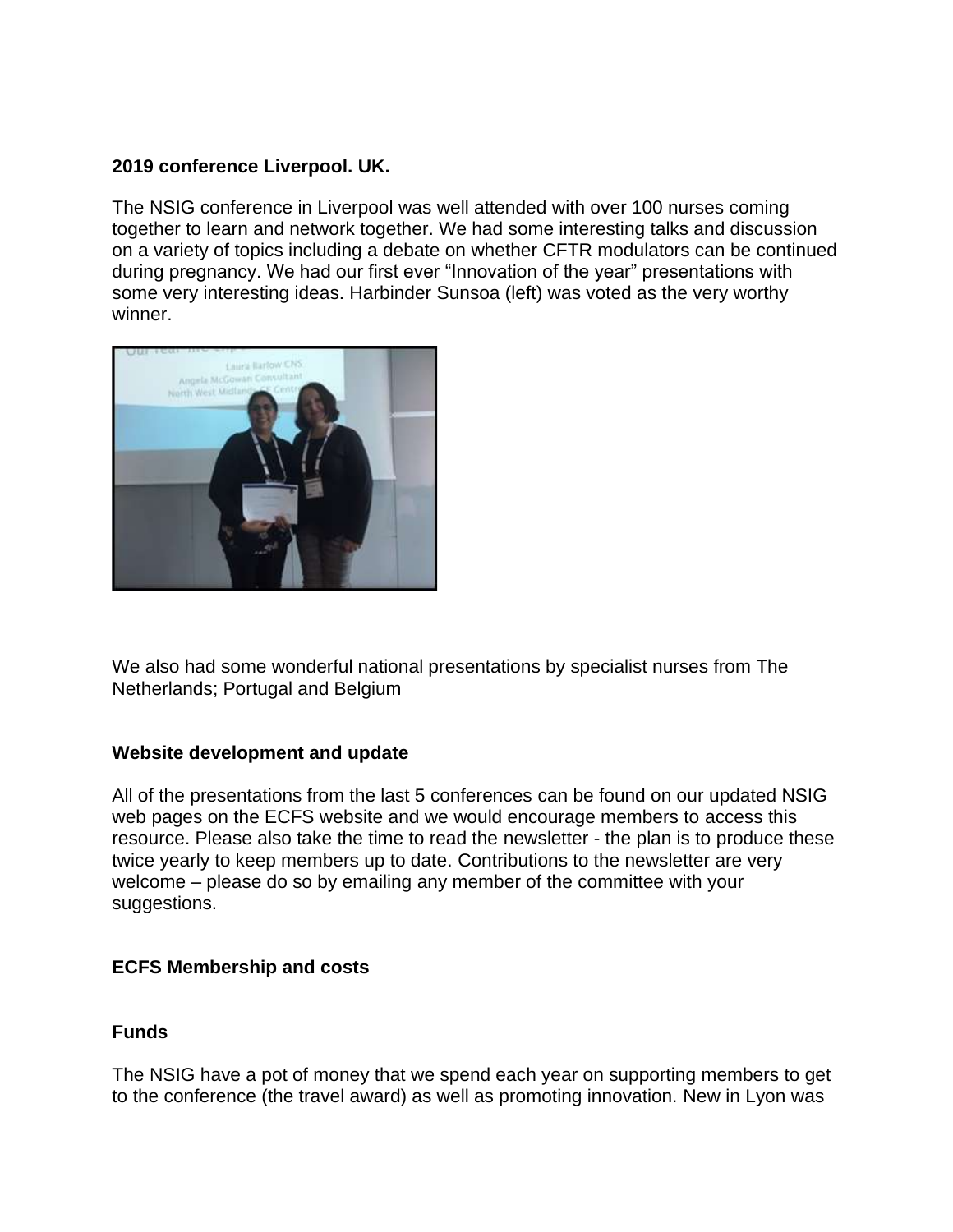**2019 conference Liverpool. UK.**

The NSIG conference in Liverpool was well attended with over 100 nurses coming together to learn and network together. We had some interesting talks and discussion on a variety of topics including a debate on whether CFTR modulators can be continued during pregnancy. We had our first ever "Innovation of the year" presentations with some very interesting ideas. Harbinder Sunsoa (left) was voted as the very worthy winner.

We also had some wonderful national presentations by specialist nurses from The Netherlands; Portugal and Belgium

**Website development and update**

All of the presentations from the last 5 conferences can be found on our updated NSIG web pages on the ECFS website and we would encourage members to access this resource. Please also take the time to read the newsletter - the plan is to produce these twice yearly to keep members up to date. Contributions to the newsletter are very welcome – please do so by emailing any member of the committee with your suggestions.

**ECFS Membership and costs**

**Funds**

The NSIG have a pot of money that we spend each year on supporting members to get to the conference (the travel award) as well as promoting innovation. New in Lyon was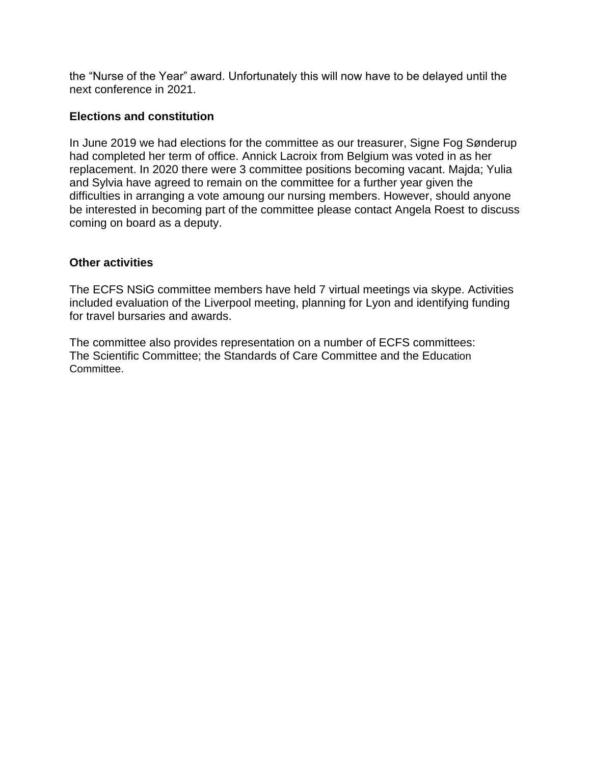the "Nurse of the Year" award. Unfortunately this will now have to be delayed until the next conference in 2021.

## Elections and constitution

In June 2019 we had elections for the committee as our treasurer, Signe Fog Sønderup had completed her term of office. Annick Lacroix from Belgium was voted in as her replacement. In 2020 there were 3 committee positions becoming vacant. Majda; Yulia and Sylvia have agreed to remain on the committee for a further year given the difficulties in arranging a vote amoung our nursing members. However, should anyone be interested in becoming part of the committee please contact Angela Roest to discuss coming on board as a deputy.

## Other activities

The ECFS NSiG committee members have held 7 virtual meetings via skype. Activities included evaluation of the Liverpool meeting, planning for Lyon and identifying funding for travel bursaries and awards.

The committee also provides representation on a number of ECFS committees: The Scientific Committee; the Standards of Care Committee and the Education Committee.